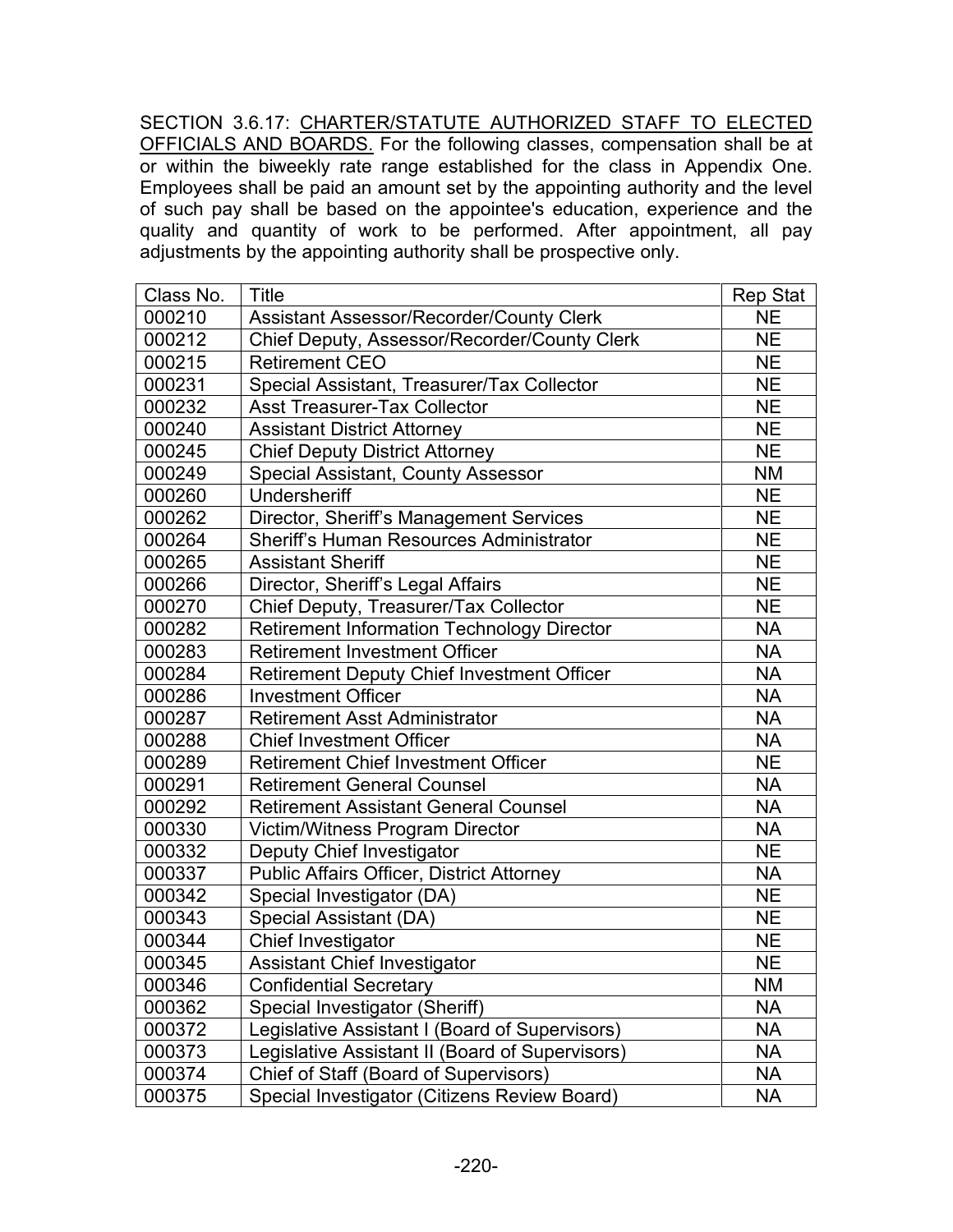SECTION 3.6.17: <u>CHARTER/STATUTE AUTHORIZED STAFF TO ELECTED OFFICIALS AND BOARDS.</u> For the following classes, compensation shall be at or within the biweekly rate range established for the class in Appendix One. Employees shall be paid an amount set by the appointing authority and the level of such pay shall be based on the appointee's education, experience and the quality and quantity of work to be performed. After appointment, all pay adjustments by the appointing authority shall be prospective only.

| Class No. | Title | Rep Stat |
|---|---|---|
| 000210 | Assistant Assessor/Recorder/County Clerk | NE |
| 000212 | Chief Deputy, Assessor/Recorder/County Clerk | NE |
| 000215 | Retirement CEO | NE |
| 000231 | Special Assistant, Treasurer/Tax Collector | NE |
| 000232 | Asst Treasurer-Tax Collector | NE |
| 000240 | Assistant District Attorney | NE |
| 000245 | Chief Deputy District Attorney | NE |
| 000249 | Special Assistant, County Assessor | NM |
| 000260 | Undersheriff | NE |
| 000262 | Director, Sheriff's Management Services | NE |
| 000264 | Sheriff's Human Resources Administrator | NE |
| 000265 | Assistant Sheriff | NE |
| 000266 | Director, Sheriff's Legal Affairs | NE |
| 000270 | Chief Deputy, Treasurer/Tax Collector | NE |
| 000282 | Retirement Information Technology Director | NA |
| 000283 | Retirement Investment Officer | NA |
| 000284 | Retirement Deputy Chief Investment Officer | NA |
| 000286 | Investment Officer | NA |
| 000287 | Retirement Asst Administrator | NA |
| 000288 | Chief Investment Officer | NA |
| 000289 | Retirement Chief Investment Officer | NE |
| 000291 | Retirement General Counsel | NA |
| 000292 | Retirement Assistant General Counsel | NA |
| 000330 | Victim/Witness Program Director | NA |
| 000332 | Deputy Chief Investigator | NE |
| 000337 | Public Affairs Officer, District Attorney | NA |
| 000342 | Special Investigator (DA) | NE |
| 000343 | Special Assistant (DA) | NE |
| 000344 | Chief Investigator | NE |
| 000345 | Assistant Chief Investigator | NE |
| 000346 | Confidential Secretary | NM |
| 000362 | Special Investigator (Sheriff) | NA |
| 000372 | Legislative Assistant I (Board of Supervisors) | NA |
| 000373 | Legislative Assistant II (Board of Supervisors) | NA |
| 000374 | Chief of Staff (Board of Supervisors) | NA |
| 000375 | Special Investigator (Citizens Review Board) | NA |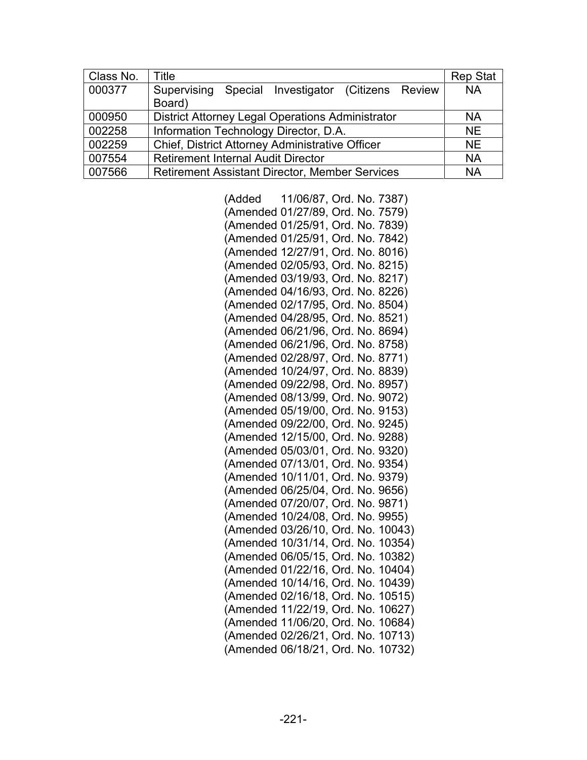| Class No. | Title | Rep Stat |
| --- | --- | --- |
| 000377 | Supervising Special Investigator (Citizens Review Board) | NA |
| 000950 | District Attorney Legal Operations Administrator | NA |
| 002258 | Information Technology Director, D.A. | NE |
| 002259 | Chief, District Attorney Administrative Officer | NE |
| 007554 | Retirement Internal Audit Director | NA |
| 007566 | Retirement Assistant Director, Member Services | NA |

(Added 11/06/87, Ord. No. 7387)
(Amended 01/27/89, Ord. No. 7579)
(Amended 01/25/91, Ord. No. 7839)
(Amended 01/25/91, Ord. No. 7842)
(Amended 12/27/91, Ord. No. 8016)
(Amended 02/05/93, Ord. No. 8215)
(Amended 03/19/93, Ord. No. 8217)
(Amended 04/16/93, Ord. No. 8226)
(Amended 02/17/95, Ord. No. 8504)
(Amended 04/28/95, Ord. No. 8521)
(Amended 06/21/96, Ord. No. 8694)
(Amended 06/21/96, Ord. No. 8758)
(Amended 02/28/97, Ord. No. 8771)
(Amended 10/24/97, Ord. No. 8839)
(Amended 09/22/98, Ord. No. 8957)
(Amended 08/13/99, Ord. No. 9072)
(Amended 05/19/00, Ord. No. 9153)
(Amended 09/22/00, Ord. No. 9245)
(Amended 12/15/00, Ord. No. 9288)
(Amended 05/03/01, Ord. No. 9320)
(Amended 07/13/01, Ord. No. 9354)
(Amended 10/11/01, Ord. No. 9379)
(Amended 06/25/04, Ord. No. 9656)
(Amended 07/20/07, Ord. No. 9871)
(Amended 10/24/08, Ord. No. 9955)
(Amended 03/26/10, Ord. No. 10043)
(Amended 10/31/14, Ord. No. 10354)
(Amended 06/05/15, Ord. No. 10382)
(Amended 01/22/16, Ord. No. 10404)
(Amended 10/14/16, Ord. No. 10439)
(Amended 02/16/18, Ord. No. 10515)
(Amended 11/22/19, Ord. No. 10627)
(Amended 11/06/20, Ord. No. 10684)
(Amended 02/26/21, Ord. No. 10713)
(Amended 06/18/21, Ord. No. 10732)